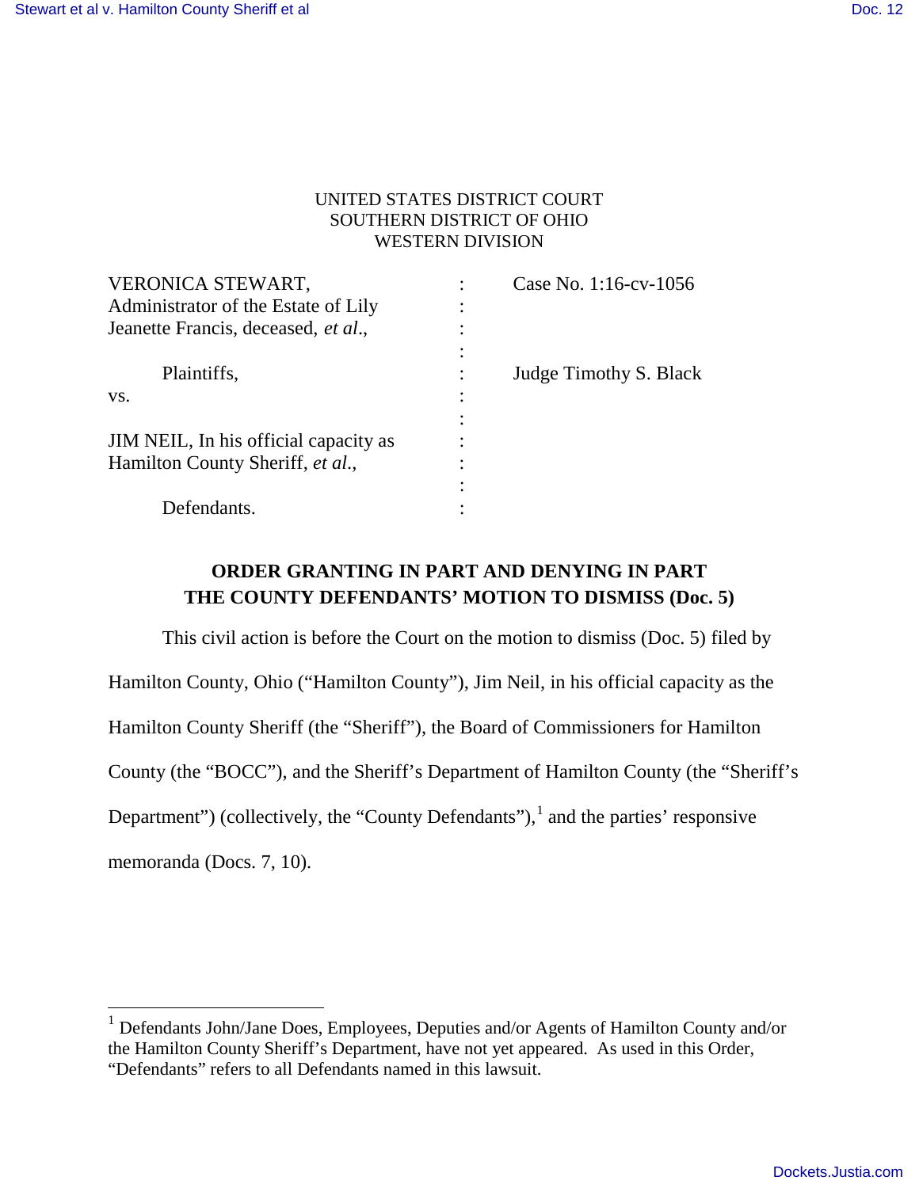UNITED STATES DISTRICT COURT
SOUTHERN DISTRICT OF OHIO
WESTERN DIVISION

| | | |
|---|---|---|
| VERONICA STEWART, Administrator of the Estate of Lily Jeanette Francis, deceased, *et al*., | : | Case No. 1:16-cv-1056 |
| Plaintiffs, | : | Judge Timothy S. Black |
| vs. | : | |
| JIM NEIL, In his official capacity as Hamilton County Sheriff, *et al*., | : | |
| Defendants. | : | |

**ORDER GRANTING IN PART AND DENYING IN PART THE COUNTY DEFENDANTS' MOTION TO DISMISS (Doc. 5)**

This civil action is before the Court on the motion to dismiss (Doc. 5) filed by Hamilton County, Ohio ("Hamilton County"), Jim Neil, in his official capacity as the Hamilton County Sheriff (the "Sheriff"), the Board of Commissioners for Hamilton County (the "BOCC"), and the Sheriff's Department of Hamilton County (the "Sheriff's Department") (collectively, the "County Defendants"),[1] and the parties' responsive memoranda (Docs. 7, 10).

---

[1] Defendants John/Jane Does, Employees, Deputies and/or Agents of Hamilton County and/or the Hamilton County Sheriff's Department, have not yet appeared. As used in this Order, "Defendants" refers to all Defendants named in this lawsuit.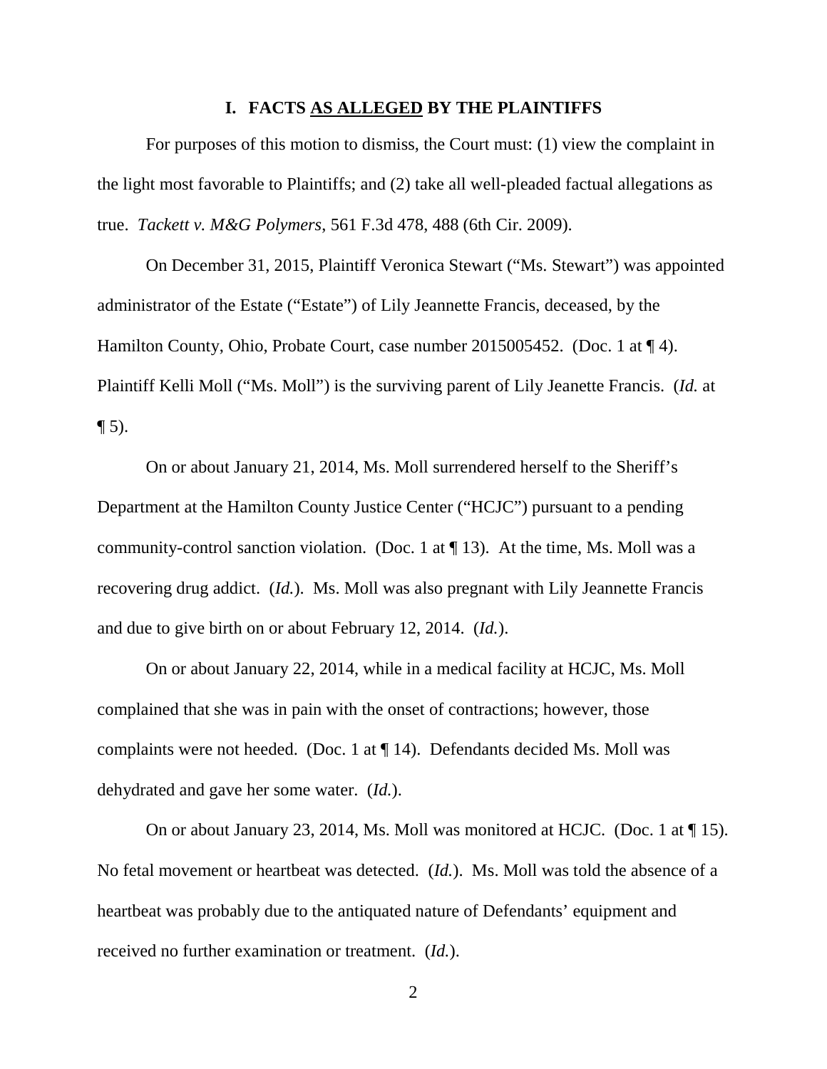## I. FACTS AS ALLEGED BY THE PLAINTIFFS

For purposes of this motion to dismiss, the Court must: (1) view the complaint in the light most favorable to Plaintiffs; and (2) take all well-pleaded factual allegations as true. *Tackett v. M&G Polymers*, 561 F.3d 478, 488 (6th Cir. 2009).

On December 31, 2015, Plaintiff Veronica Stewart ("Ms. Stewart") was appointed administrator of the Estate ("Estate") of Lily Jeannette Francis, deceased, by the Hamilton County, Ohio, Probate Court, case number 2015005452. (Doc. 1 at ¶ 4). Plaintiff Kelli Moll ("Ms. Moll") is the surviving parent of Lily Jeanette Francis. (*Id.* at ¶ 5).

On or about January 21, 2014, Ms. Moll surrendered herself to the Sheriff's Department at the Hamilton County Justice Center ("HCJC") pursuant to a pending community-control sanction violation. (Doc. 1 at ¶ 13). At the time, Ms. Moll was a recovering drug addict. (*Id.*). Ms. Moll was also pregnant with Lily Jeannette Francis and due to give birth on or about February 12, 2014. (*Id.*).

On or about January 22, 2014, while in a medical facility at HCJC, Ms. Moll complained that she was in pain with the onset of contractions; however, those complaints were not heeded. (Doc. 1 at ¶ 14). Defendants decided Ms. Moll was dehydrated and gave her some water. (*Id.*).

On or about January 23, 2014, Ms. Moll was monitored at HCJC. (Doc. 1 at ¶ 15). No fetal movement or heartbeat was detected. (*Id.*). Ms. Moll was told the absence of a heartbeat was probably due to the antiquated nature of Defendants' equipment and received no further examination or treatment. (*Id.*).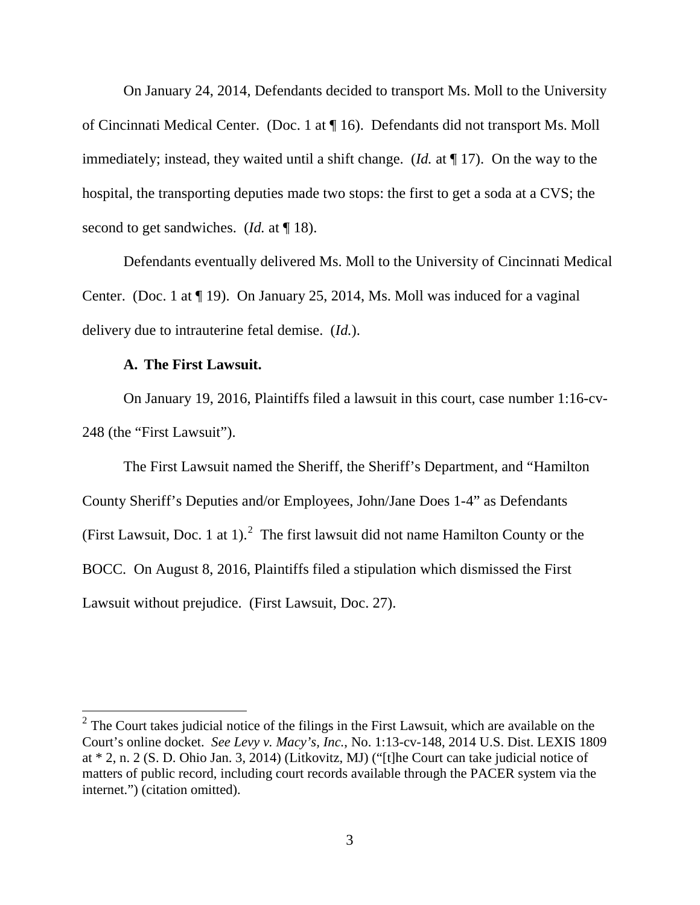On January 24, 2014, Defendants decided to transport Ms. Moll to the University of Cincinnati Medical Center. (Doc. 1 at ¶ 16). Defendants did not transport Ms. Moll immediately; instead, they waited until a shift change. (*Id.* at ¶ 17). On the way to the hospital, the transporting deputies made two stops: the first to get a soda at a CVS; the second to get sandwiches. (*Id.* at ¶ 18).

Defendants eventually delivered Ms. Moll to the University of Cincinnati Medical Center. (Doc. 1 at ¶ 19). On January 25, 2014, Ms. Moll was induced for a vaginal delivery due to intrauterine fetal demise. (*Id.*).

**A. The First Lawsuit.**

On January 19, 2016, Plaintiffs filed a lawsuit in this court, case number 1:16-cv-248 (the "First Lawsuit").

The First Lawsuit named the Sheriff, the Sheriff's Department, and "Hamilton County Sheriff's Deputies and/or Employees, John/Jane Does 1-4" as Defendants (First Lawsuit, Doc. 1 at 1).[2] The first lawsuit did not name Hamilton County or the BOCC. On August 8, 2016, Plaintiffs filed a stipulation which dismissed the First Lawsuit without prejudice. (First Lawsuit, Doc. 27).

---

[2] The Court takes judicial notice of the filings in the First Lawsuit, which are available on the Court's online docket. *See Levy v. Macy's, Inc.*, No. 1:13-cv-148, 2014 U.S. Dist. LEXIS 1809 at * 2, n. 2 (S. D. Ohio Jan. 3, 2014) (Litkovitz, MJ) ("[t]he Court can take judicial notice of matters of public record, including court records available through the PACER system via the internet.") (citation omitted).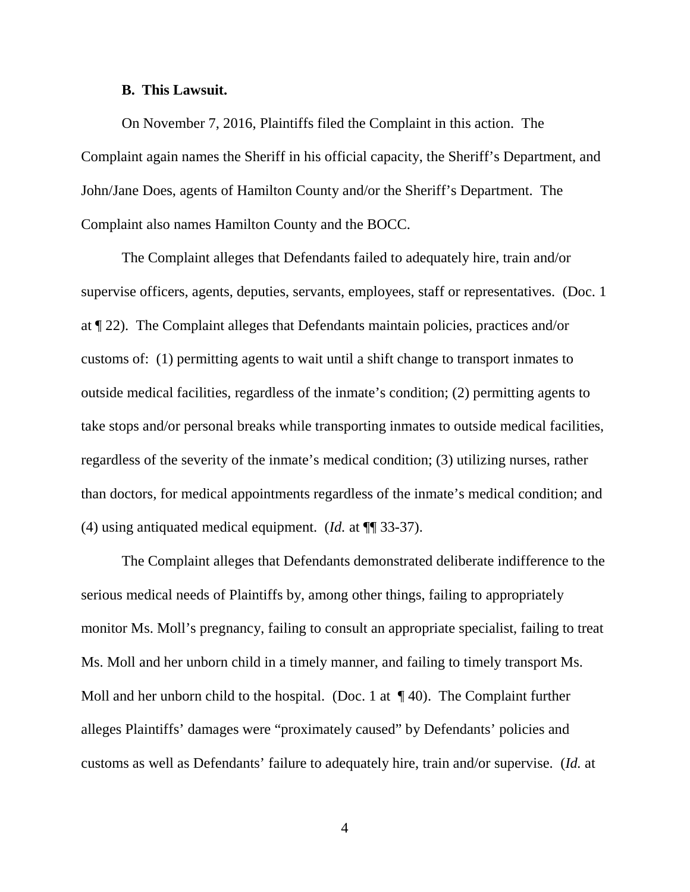### B. This Lawsuit.

On November 7, 2016, Plaintiffs filed the Complaint in this action. The Complaint again names the Sheriff in his official capacity, the Sheriff's Department, and John/Jane Does, agents of Hamilton County and/or the Sheriff's Department. The Complaint also names Hamilton County and the BOCC.

The Complaint alleges that Defendants failed to adequately hire, train and/or supervise officers, agents, deputies, servants, employees, staff or representatives. (Doc. 1 at ¶ 22). The Complaint alleges that Defendants maintain policies, practices and/or customs of: (1) permitting agents to wait until a shift change to transport inmates to outside medical facilities, regardless of the inmate's condition; (2) permitting agents to take stops and/or personal breaks while transporting inmates to outside medical facilities, regardless of the severity of the inmate's medical condition; (3) utilizing nurses, rather than doctors, for medical appointments regardless of the inmate's medical condition; and (4) using antiquated medical equipment. (*Id.* at ¶¶ 33-37).

The Complaint alleges that Defendants demonstrated deliberate indifference to the serious medical needs of Plaintiffs by, among other things, failing to appropriately monitor Ms. Moll's pregnancy, failing to consult an appropriate specialist, failing to treat Ms. Moll and her unborn child in a timely manner, and failing to timely transport Ms. Moll and her unborn child to the hospital. (Doc. 1 at ¶ 40). The Complaint further alleges Plaintiffs' damages were "proximately caused" by Defendants' policies and customs as well as Defendants' failure to adequately hire, train and/or supervise. (*Id.* at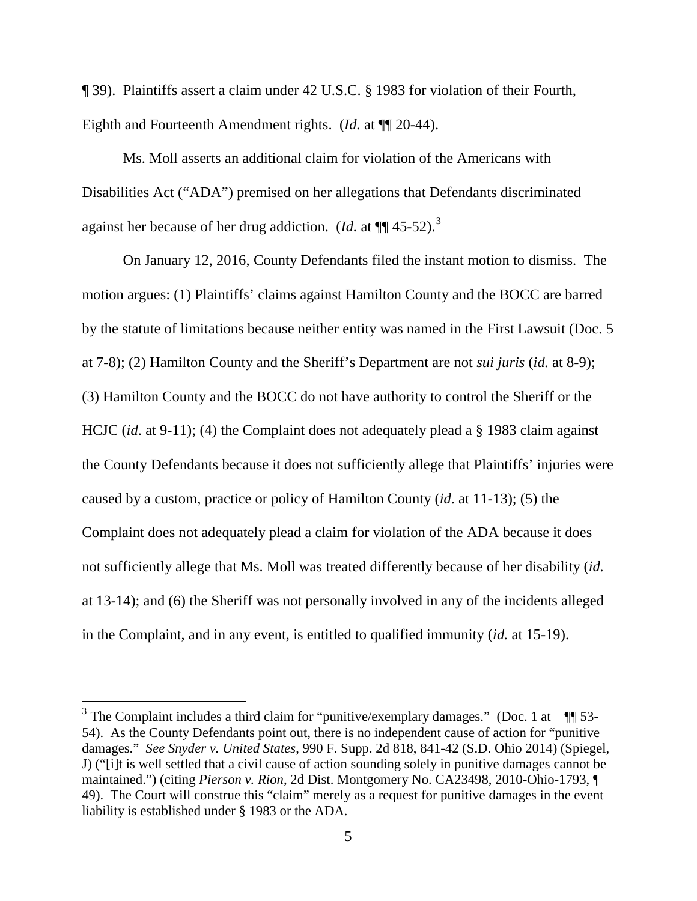¶ 39). Plaintiffs assert a claim under 42 U.S.C. § 1983 for violation of their Fourth, Eighth and Fourteenth Amendment rights. (*Id.* at ¶¶ 20-44).

Ms. Moll asserts an additional claim for violation of the Americans with Disabilities Act ("ADA") premised on her allegations that Defendants discriminated against her because of her drug addiction. (*Id.* at ¶¶ 45-52).[3]

On January 12, 2016, County Defendants filed the instant motion to dismiss. The motion argues: (1) Plaintiffs' claims against Hamilton County and the BOCC are barred by the statute of limitations because neither entity was named in the First Lawsuit (Doc. 5 at 7-8); (2) Hamilton County and the Sheriff's Department are not *sui juris* (*id.* at 8-9); (3) Hamilton County and the BOCC do not have authority to control the Sheriff or the HCJC (*id*. at 9-11); (4) the Complaint does not adequately plead a § 1983 claim against the County Defendants because it does not sufficiently allege that Plaintiffs' injuries were caused by a custom, practice or policy of Hamilton County (*id*. at 11-13); (5) the Complaint does not adequately plead a claim for violation of the ADA because it does not sufficiently allege that Ms. Moll was treated differently because of her disability (*id.* at 13-14); and (6) the Sheriff was not personally involved in any of the incidents alleged in the Complaint, and in any event, is entitled to qualified immunity (*id.* at 15-19).

---

[3] The Complaint includes a third claim for "punitive/exemplary damages." (Doc. 1 at ¶¶ 53-54). As the County Defendants point out, there is no independent cause of action for "punitive damages." *See Snyder v. United States*, 990 F. Supp. 2d 818, 841-42 (S.D. Ohio 2014) (Spiegel, J) ("[i]t is well settled that a civil cause of action sounding solely in punitive damages cannot be maintained.") (citing *Pierson v. Rion*, 2d Dist. Montgomery No. CA23498, 2010-Ohio-1793, ¶ 49). The Court will construe this "claim" merely as a request for punitive damages in the event liability is established under § 1983 or the ADA.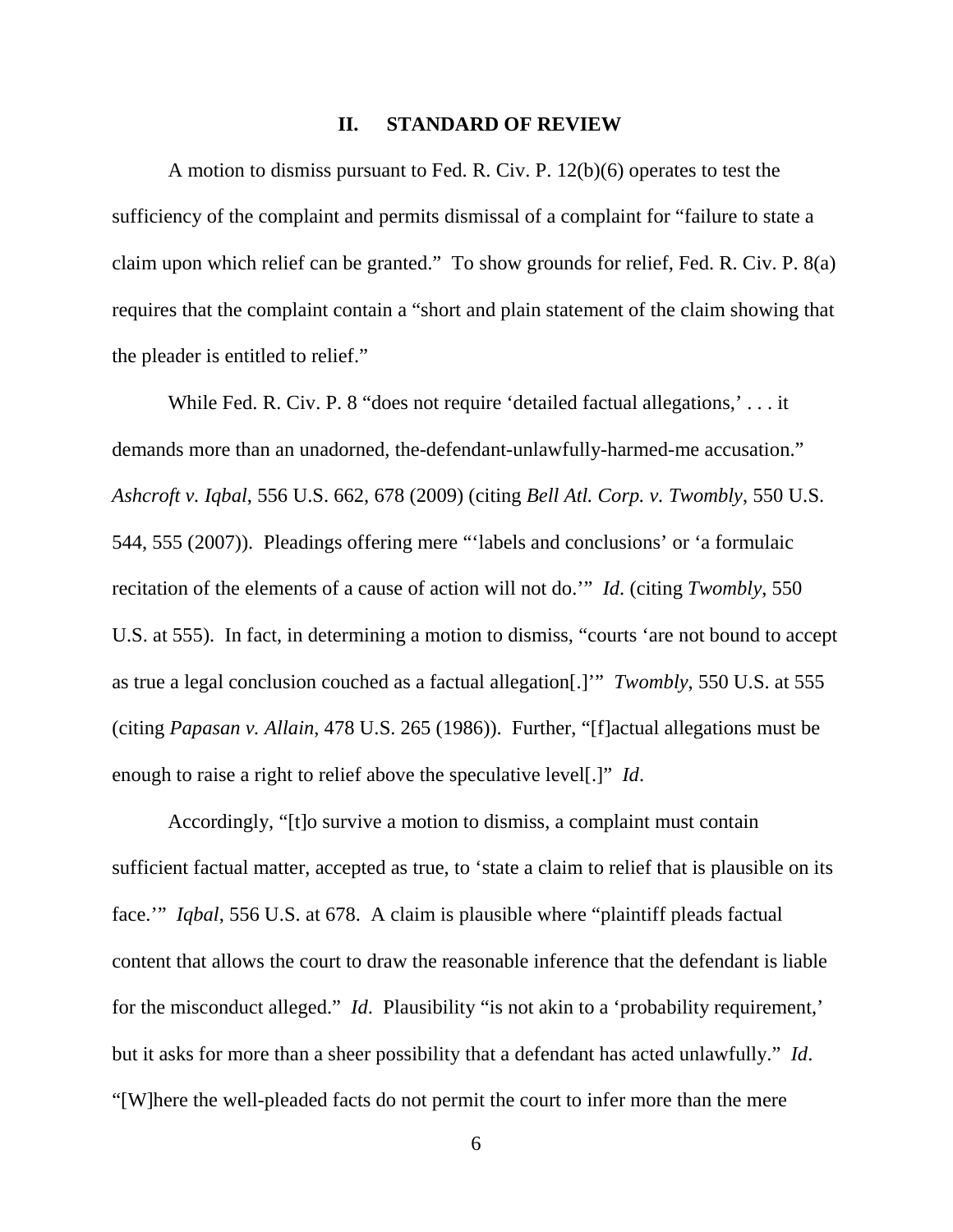## II. STANDARD OF REVIEW

A motion to dismiss pursuant to Fed. R. Civ. P. 12(b)(6) operates to test the sufficiency of the complaint and permits dismissal of a complaint for "failure to state a claim upon which relief can be granted." To show grounds for relief, Fed. R. Civ. P. 8(a) requires that the complaint contain a "short and plain statement of the claim showing that the pleader is entitled to relief."

While Fed. R. Civ. P. 8 "does not require 'detailed factual allegations,' . . . it demands more than an unadorned, the-defendant-unlawfully-harmed-me accusation." *Ashcroft v. Iqbal*, 556 U.S. 662, 678 (2009) (citing *Bell Atl. Corp. v. Twombly*, 550 U.S. 544, 555 (2007)). Pleadings offering mere "'labels and conclusions' or 'a formulaic recitation of the elements of a cause of action will not do.'" *Id*. (citing *Twombly*, 550 U.S. at 555). In fact, in determining a motion to dismiss, "courts 'are not bound to accept as true a legal conclusion couched as a factual allegation[.]'" *Twombly*, 550 U.S. at 555 (citing *Papasan v. Allain*, 478 U.S. 265 (1986)). Further, "[f]actual allegations must be enough to raise a right to relief above the speculative level[.]" *Id*.

Accordingly, "[t]o survive a motion to dismiss, a complaint must contain sufficient factual matter, accepted as true, to 'state a claim to relief that is plausible on its face.'" *Iqbal*, 556 U.S. at 678. A claim is plausible where "plaintiff pleads factual content that allows the court to draw the reasonable inference that the defendant is liable for the misconduct alleged." *Id*. Plausibility "is not akin to a 'probability requirement,' but it asks for more than a sheer possibility that a defendant has acted unlawfully." *Id*. "[W]here the well-pleaded facts do not permit the court to infer more than the mere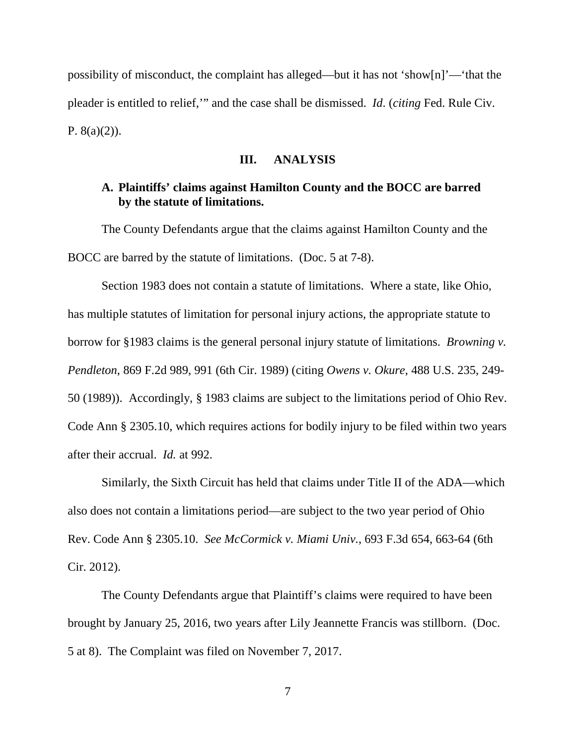possibility of misconduct, the complaint has alleged—but it has not 'show[n]'—'that the pleader is entitled to relief,'" and the case shall be dismissed. *Id*. (*citing* Fed. Rule Civ. P. 8(a)(2)).

## III. ANALYSIS

### A. Plaintiffs' claims against Hamilton County and the BOCC are barred by the statute of limitations.

The County Defendants argue that the claims against Hamilton County and the BOCC are barred by the statute of limitations. (Doc. 5 at 7-8).

Section 1983 does not contain a statute of limitations. Where a state, like Ohio, has multiple statutes of limitation for personal injury actions, the appropriate statute to borrow for §1983 claims is the general personal injury statute of limitations. *Browning v. Pendleton*, 869 F.2d 989, 991 (6th Cir. 1989) (citing *Owens v. Okure*, 488 U.S. 235, 249-50 (1989)). Accordingly, § 1983 claims are subject to the limitations period of Ohio Rev. Code Ann § 2305.10, which requires actions for bodily injury to be filed within two years after their accrual. *Id.* at 992.

Similarly, the Sixth Circuit has held that claims under Title II of the ADA—which also does not contain a limitations period—are subject to the two year period of Ohio Rev. Code Ann § 2305.10. *See McCormick v. Miami Univ.*, 693 F.3d 654, 663-64 (6th Cir. 2012).

The County Defendants argue that Plaintiff's claims were required to have been brought by January 25, 2016, two years after Lily Jeannette Francis was stillborn. (Doc. 5 at 8). The Complaint was filed on November 7, 2017.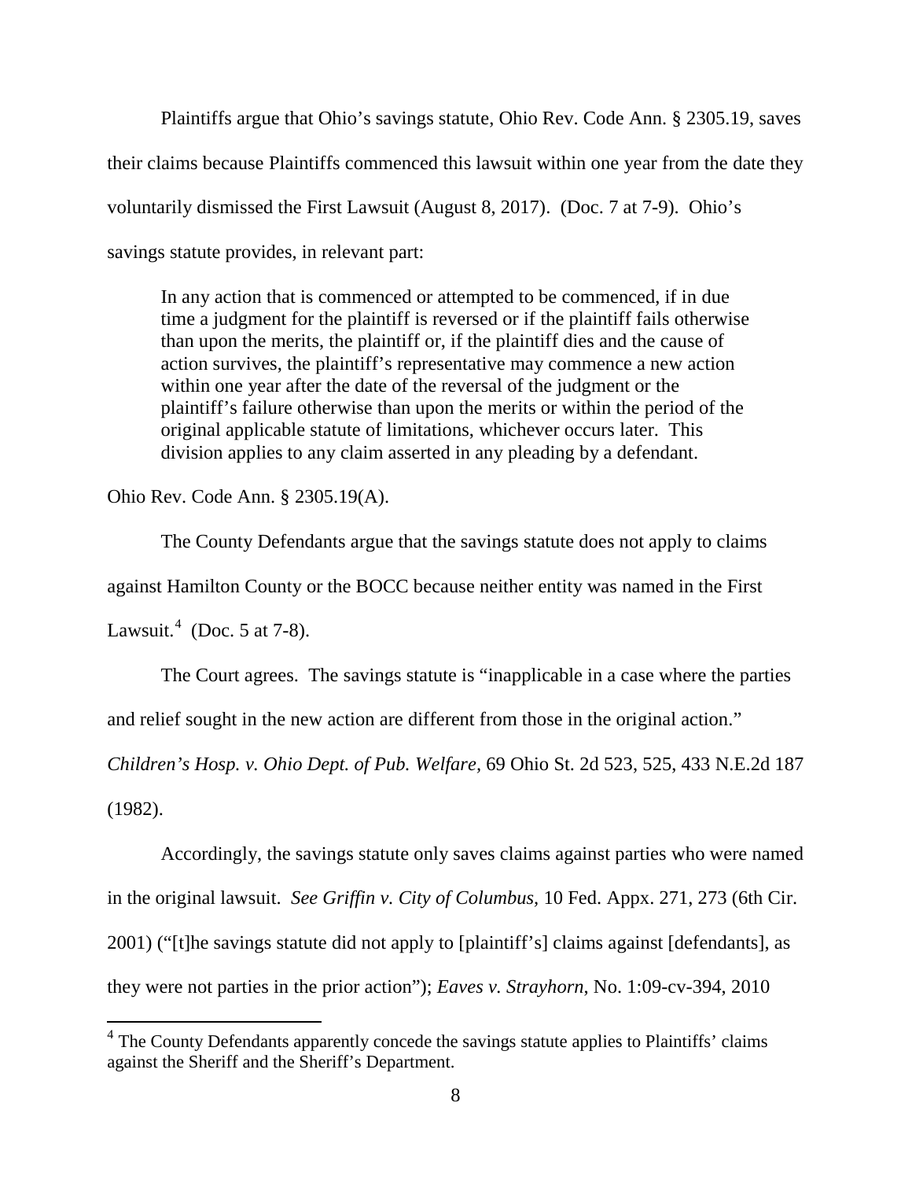Plaintiffs argue that Ohio's savings statute, Ohio Rev. Code Ann. § 2305.19, saves their claims because Plaintiffs commenced this lawsuit within one year from the date they voluntarily dismissed the First Lawsuit (August 8, 2017). (Doc. 7 at 7-9). Ohio's savings statute provides, in relevant part:

> In any action that is commenced or attempted to be commenced, if in due time a judgment for the plaintiff is reversed or if the plaintiff fails otherwise than upon the merits, the plaintiff or, if the plaintiff dies and the cause of action survives, the plaintiff's representative may commence a new action within one year after the date of the reversal of the judgment or the plaintiff's failure otherwise than upon the merits or within the period of the original applicable statute of limitations, whichever occurs later. This division applies to any claim asserted in any pleading by a defendant.

Ohio Rev. Code Ann. § 2305.19(A).

The County Defendants argue that the savings statute does not apply to claims against Hamilton County or the BOCC because neither entity was named in the First Lawsuit.[4] (Doc. 5 at 7-8).

The Court agrees. The savings statute is "inapplicable in a case where the parties and relief sought in the new action are different from those in the original action." *Children's Hosp. v. Ohio Dept. of Pub. Welfare*, 69 Ohio St. 2d 523, 525, 433 N.E.2d 187 (1982).

Accordingly, the savings statute only saves claims against parties who were named in the original lawsuit. *See Griffin v. City of Columbus*, 10 Fed. Appx. 271, 273 (6th Cir. 2001) ("[t]he savings statute did not apply to [plaintiff's] claims against [defendants], as they were not parties in the prior action"); *Eaves v. Strayhorn*, No. 1:09-cv-394, 2010

---

[4] The County Defendants apparently concede the savings statute applies to Plaintiffs' claims against the Sheriff and the Sheriff's Department.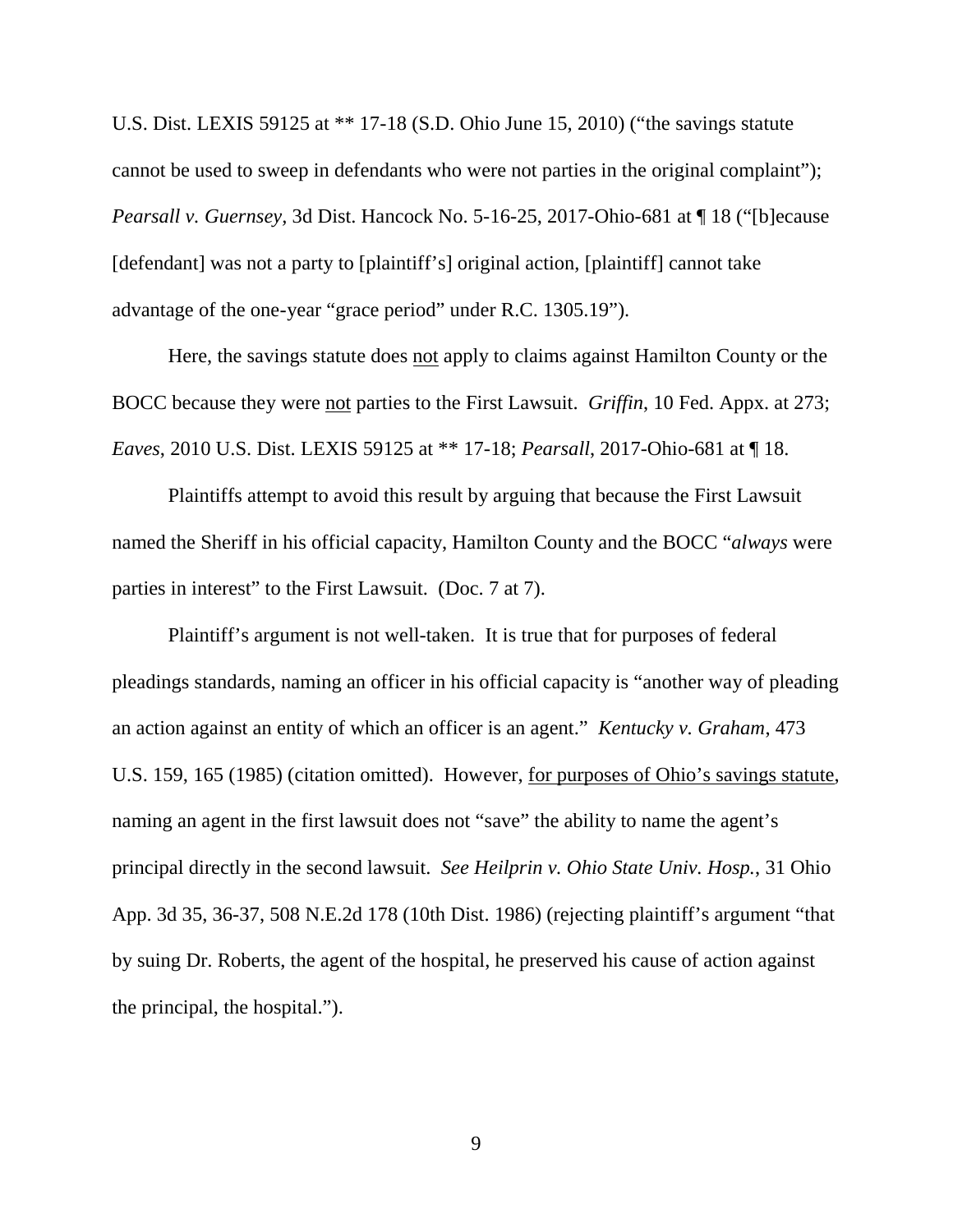U.S. Dist. LEXIS 59125 at ** 17-18 (S.D. Ohio June 15, 2010) ("the savings statute cannot be used to sweep in defendants who were not parties in the original complaint"); *Pearsall v. Guernsey*, 3d Dist. Hancock No. 5-16-25, 2017-Ohio-681 at ¶ 18 ("[b]ecause [defendant] was not a party to [plaintiff's] original action, [plaintiff] cannot take advantage of the one-year "grace period" under R.C. 1305.19").

Here, the savings statute does <u>not</u> apply to claims against Hamilton County or the BOCC because they were <u>not</u> parties to the First Lawsuit. *Griffin*, 10 Fed. Appx. at 273; *Eaves*, 2010 U.S. Dist. LEXIS 59125 at ** 17-18; *Pearsall*, 2017-Ohio-681 at ¶ 18.

Plaintiffs attempt to avoid this result by arguing that because the First Lawsuit named the Sheriff in his official capacity, Hamilton County and the BOCC "*always* were parties in interest" to the First Lawsuit. (Doc. 7 at 7).

Plaintiff's argument is not well-taken. It is true that for purposes of federal pleadings standards, naming an officer in his official capacity is "another way of pleading an action against an entity of which an officer is an agent." *Kentucky v. Graham*, 473 U.S. 159, 165 (1985) (citation omitted). However, <u>for purposes of Ohio's savings statute</u>, naming an agent in the first lawsuit does not "save" the ability to name the agent's principal directly in the second lawsuit. *See Heilprin v. Ohio State Univ. Hosp.*, 31 Ohio App. 3d 35, 36-37, 508 N.E.2d 178 (10th Dist. 1986) (rejecting plaintiff's argument "that by suing Dr. Roberts, the agent of the hospital, he preserved his cause of action against the principal, the hospital.").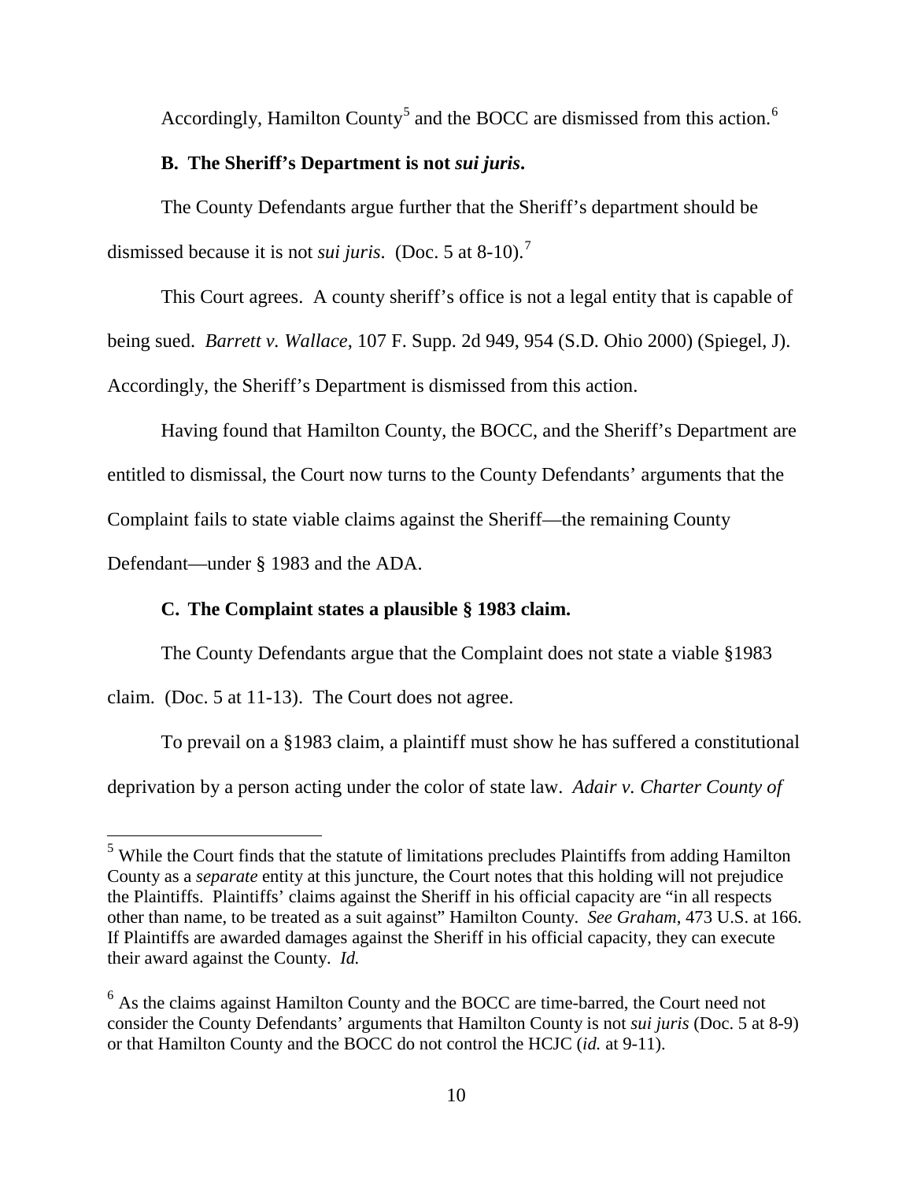Accordingly, Hamilton County[5] and the BOCC are dismissed from this action.[6]

### B. The Sheriff's Department is not *sui juris*.

The County Defendants argue further that the Sheriff's department should be dismissed because it is not *sui juris*. (Doc. 5 at 8-10).[7]

This Court agrees. A county sheriff's office is not a legal entity that is capable of being sued. *Barrett v. Wallace*, 107 F. Supp. 2d 949, 954 (S.D. Ohio 2000) (Spiegel, J). Accordingly, the Sheriff's Department is dismissed from this action.

Having found that Hamilton County, the BOCC, and the Sheriff's Department are entitled to dismissal, the Court now turns to the County Defendants' arguments that the Complaint fails to state viable claims against the Sheriff—the remaining County Defendant—under § 1983 and the ADA.

### C. The Complaint states a plausible § 1983 claim.

The County Defendants argue that the Complaint does not state a viable §1983 claim. (Doc. 5 at 11-13). The Court does not agree.

To prevail on a §1983 claim, a plaintiff must show he has suffered a constitutional deprivation by a person acting under the color of state law. *Adair v. Charter County of*

---

[5] While the Court finds that the statute of limitations precludes Plaintiffs from adding Hamilton County as a *separate* entity at this juncture, the Court notes that this holding will not prejudice the Plaintiffs. Plaintiffs' claims against the Sheriff in his official capacity are "in all respects other than name, to be treated as a suit against" Hamilton County. *See Graham*, 473 U.S. at 166. If Plaintiffs are awarded damages against the Sheriff in his official capacity, they can execute their award against the County. *Id.*

[6] As the claims against Hamilton County and the BOCC are time-barred, the Court need not consider the County Defendants' arguments that Hamilton County is not *sui juris* (Doc. 5 at 8-9) or that Hamilton County and the BOCC do not control the HCJC (*id.* at 9-11).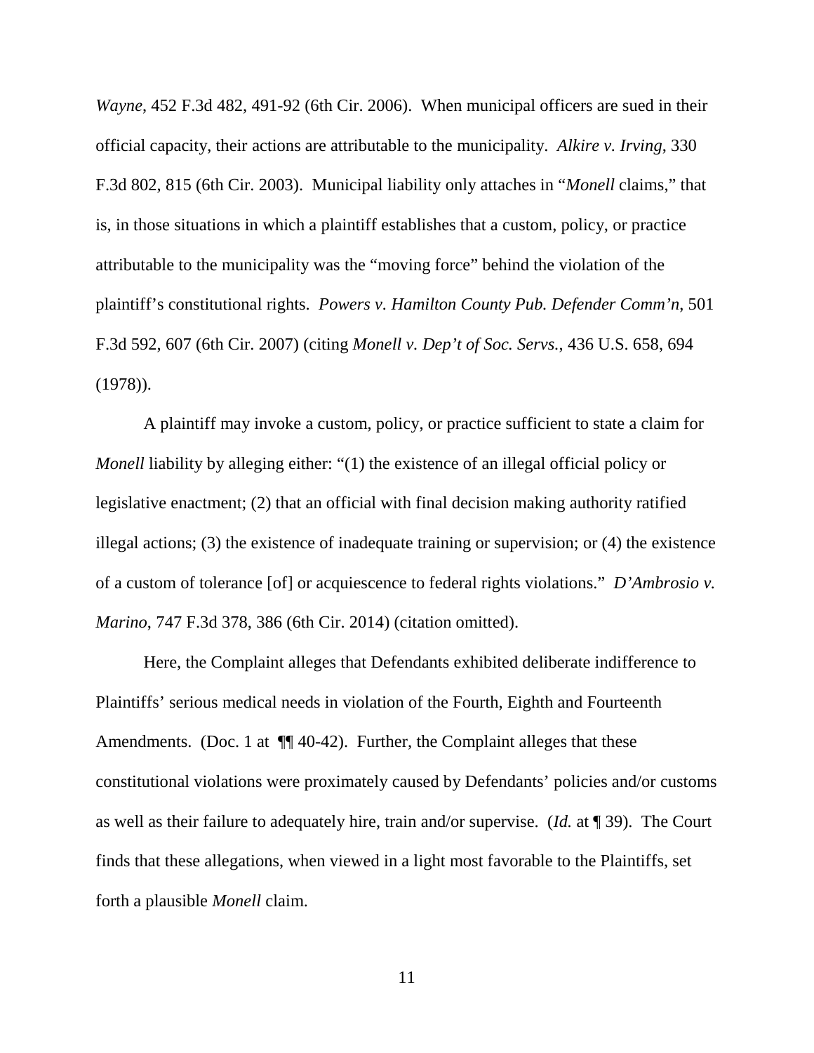*Wayne*, 452 F.3d 482, 491-92 (6th Cir. 2006). When municipal officers are sued in their official capacity, their actions are attributable to the municipality. *Alkire v. Irving*, 330 F.3d 802, 815 (6th Cir. 2003). Municipal liability only attaches in "*Monell* claims," that is, in those situations in which a plaintiff establishes that a custom, policy, or practice attributable to the municipality was the "moving force" behind the violation of the plaintiff's constitutional rights. *Powers v. Hamilton County Pub. Defender Comm'n*, 501 F.3d 592, 607 (6th Cir. 2007) (citing *Monell v. Dep't of Soc. Servs.*, 436 U.S. 658, 694 (1978)).

A plaintiff may invoke a custom, policy, or practice sufficient to state a claim for *Monell* liability by alleging either: "(1) the existence of an illegal official policy or legislative enactment; (2) that an official with final decision making authority ratified illegal actions; (3) the existence of inadequate training or supervision; or (4) the existence of a custom of tolerance [of] or acquiescence to federal rights violations." *D'Ambrosio v. Marino*, 747 F.3d 378, 386 (6th Cir. 2014) (citation omitted).

Here, the Complaint alleges that Defendants exhibited deliberate indifference to Plaintiffs' serious medical needs in violation of the Fourth, Eighth and Fourteenth Amendments. (Doc. 1 at ¶¶ 40-42). Further, the Complaint alleges that these constitutional violations were proximately caused by Defendants' policies and/or customs as well as their failure to adequately hire, train and/or supervise. (*Id.* at ¶ 39). The Court finds that these allegations, when viewed in a light most favorable to the Plaintiffs, set forth a plausible *Monell* claim.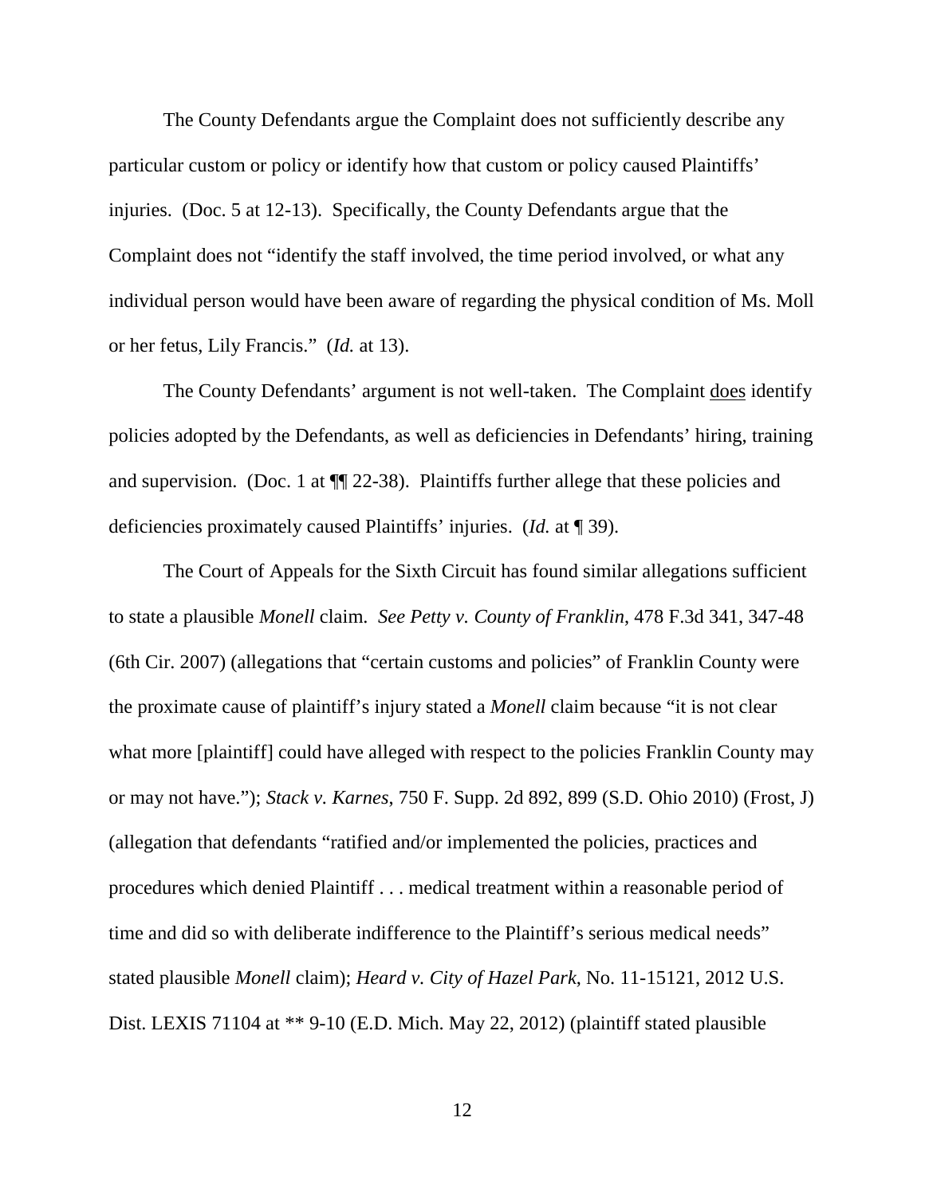The County Defendants argue the Complaint does not sufficiently describe any particular custom or policy or identify how that custom or policy caused Plaintiffs' injuries. (Doc. 5 at 12-13). Specifically, the County Defendants argue that the Complaint does not "identify the staff involved, the time period involved, or what any individual person would have been aware of regarding the physical condition of Ms. Moll or her fetus, Lily Francis." (*Id.* at 13).

The County Defendants' argument is not well-taken. The Complaint does identify policies adopted by the Defendants, as well as deficiencies in Defendants' hiring, training and supervision. (Doc. 1 at ¶¶ 22-38). Plaintiffs further allege that these policies and deficiencies proximately caused Plaintiffs' injuries. (*Id.* at ¶ 39).

The Court of Appeals for the Sixth Circuit has found similar allegations sufficient to state a plausible *Monell* claim. *See Petty v. County of Franklin*, 478 F.3d 341, 347-48 (6th Cir. 2007) (allegations that "certain customs and policies" of Franklin County were the proximate cause of plaintiff's injury stated a *Monell* claim because "it is not clear what more [plaintiff] could have alleged with respect to the policies Franklin County may or may not have."); *Stack v. Karnes*, 750 F. Supp. 2d 892, 899 (S.D. Ohio 2010) (Frost, J) (allegation that defendants "ratified and/or implemented the policies, practices and procedures which denied Plaintiff . . . medical treatment within a reasonable period of time and did so with deliberate indifference to the Plaintiff's serious medical needs" stated plausible *Monell* claim); *Heard v. City of Hazel Park*, No. 11-15121, 2012 U.S. Dist. LEXIS 71104 at ** 9-10 (E.D. Mich. May 22, 2012) (plaintiff stated plausible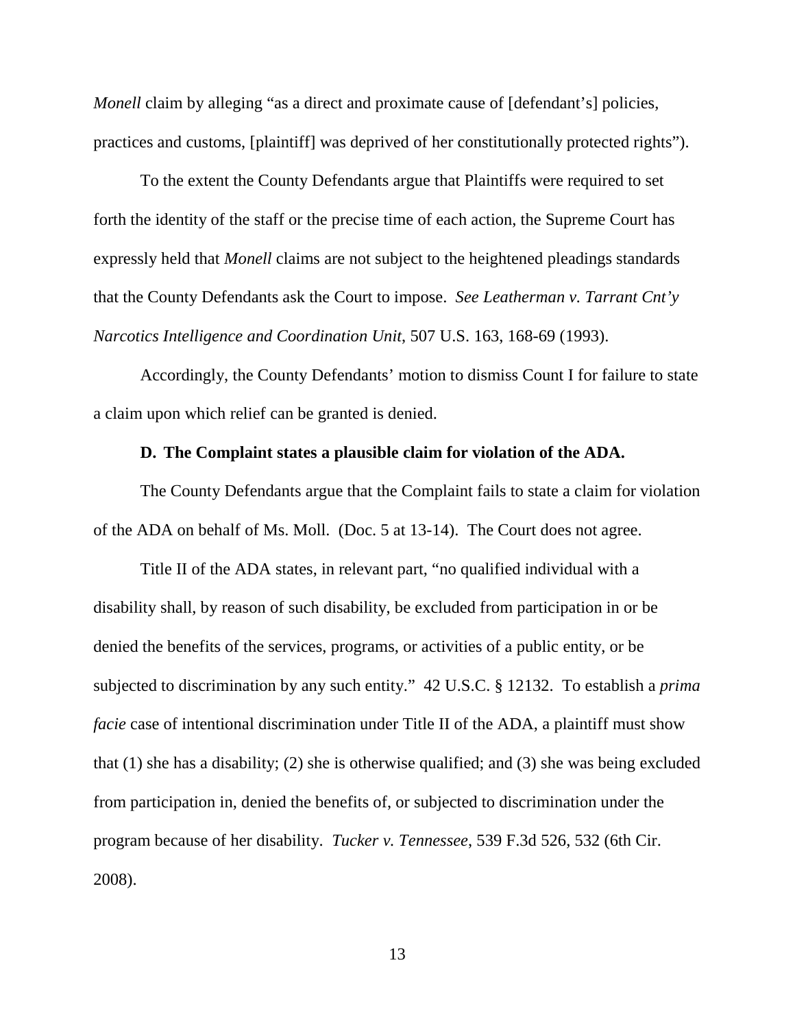*Monell* claim by alleging "as a direct and proximate cause of [defendant's] policies, practices and customs, [plaintiff] was deprived of her constitutionally protected rights").

To the extent the County Defendants argue that Plaintiffs were required to set forth the identity of the staff or the precise time of each action, the Supreme Court has expressly held that *Monell* claims are not subject to the heightened pleadings standards that the County Defendants ask the Court to impose. *See Leatherman v. Tarrant Cnt'y Narcotics Intelligence and Coordination Unit*, 507 U.S. 163, 168-69 (1993).

Accordingly, the County Defendants' motion to dismiss Count I for failure to state a claim upon which relief can be granted is denied.

**D. The Complaint states a plausible claim for violation of the ADA.**

The County Defendants argue that the Complaint fails to state a claim for violation of the ADA on behalf of Ms. Moll. (Doc. 5 at 13-14). The Court does not agree.

Title II of the ADA states, in relevant part, "no qualified individual with a disability shall, by reason of such disability, be excluded from participation in or be denied the benefits of the services, programs, or activities of a public entity, or be subjected to discrimination by any such entity." 42 U.S.C. § 12132. To establish a *prima facie* case of intentional discrimination under Title II of the ADA, a plaintiff must show that (1) she has a disability; (2) she is otherwise qualified; and (3) she was being excluded from participation in, denied the benefits of, or subjected to discrimination under the program because of her disability. *Tucker v. Tennessee*, 539 F.3d 526, 532 (6th Cir. 2008).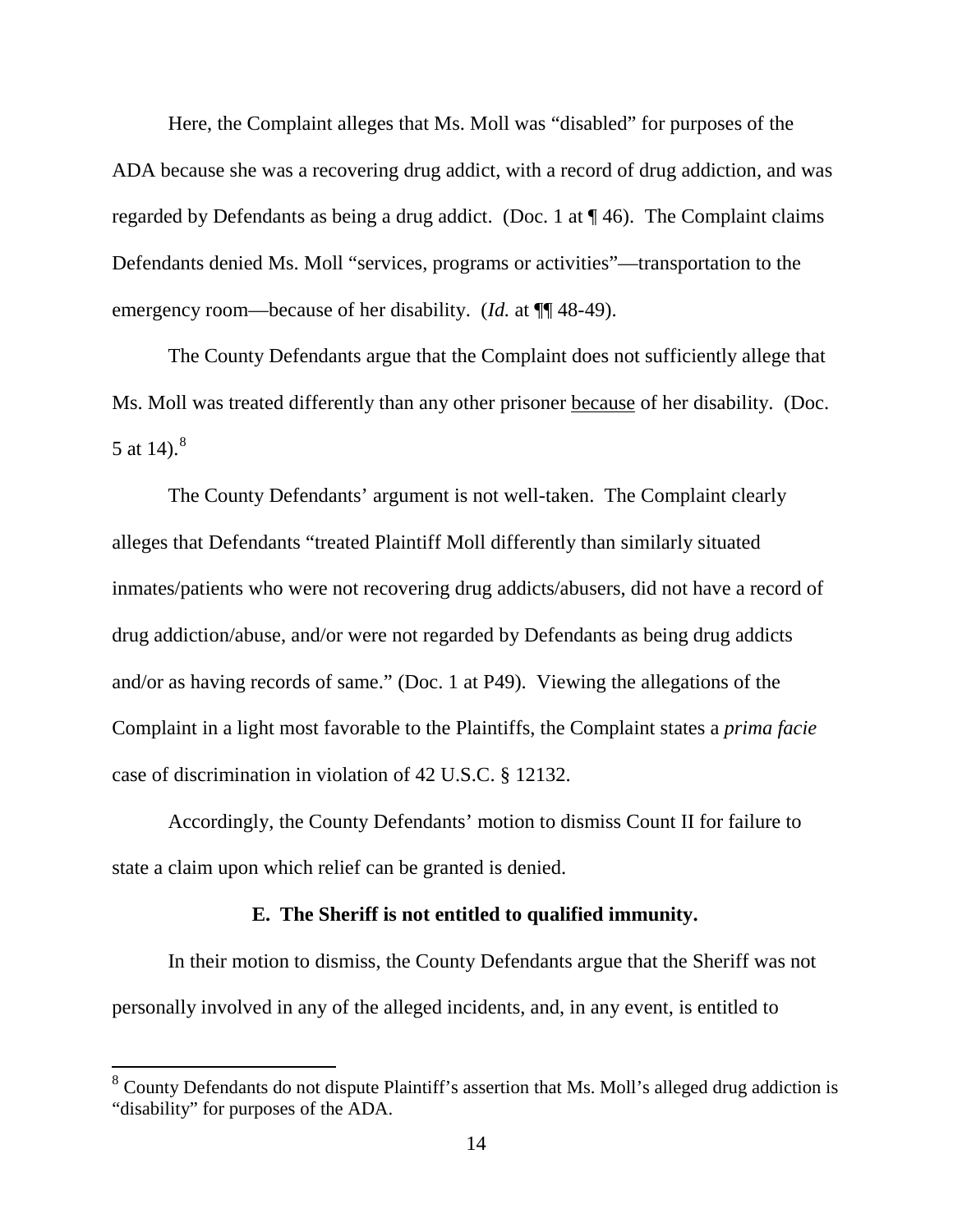Here, the Complaint alleges that Ms. Moll was "disabled" for purposes of the ADA because she was a recovering drug addict, with a record of drug addiction, and was regarded by Defendants as being a drug addict. (Doc. 1 at ¶ 46). The Complaint claims Defendants denied Ms. Moll "services, programs or activities"—transportation to the emergency room—because of her disability. (*Id.* at ¶¶ 48-49).

The County Defendants argue that the Complaint does not sufficiently allege that Ms. Moll was treated differently than any other prisoner <u>because</u> of her disability. (Doc. 5 at 14).[8]

The County Defendants' argument is not well-taken. The Complaint clearly alleges that Defendants "treated Plaintiff Moll differently than similarly situated inmates/patients who were not recovering drug addicts/abusers, did not have a record of drug addiction/abuse, and/or were not regarded by Defendants as being drug addicts and/or as having records of same." (Doc. 1 at P49). Viewing the allegations of the Complaint in a light most favorable to the Plaintiffs, the Complaint states a *prima facie* case of discrimination in violation of 42 U.S.C. § 12132.

Accordingly, the County Defendants' motion to dismiss Count II for failure to state a claim upon which relief can be granted is denied.

**E. The Sheriff is not entitled to qualified immunity.**

In their motion to dismiss, the County Defendants argue that the Sheriff was not personally involved in any of the alleged incidents, and, in any event, is entitled to

[8] County Defendants do not dispute Plaintiff's assertion that Ms. Moll's alleged drug addiction is "disability" for purposes of the ADA.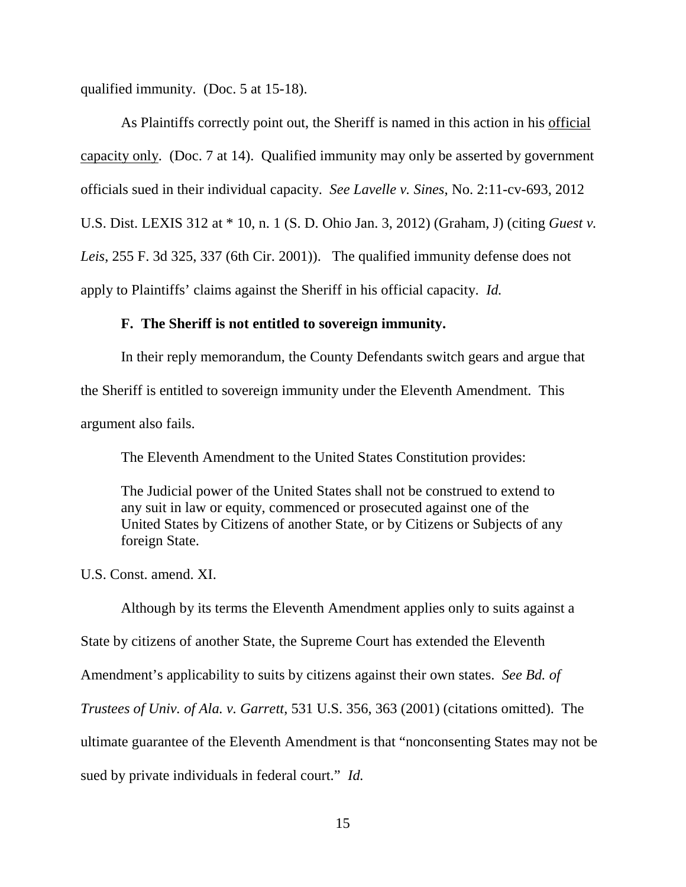qualified immunity. (Doc. 5 at 15-18).

As Plaintiffs correctly point out, the Sheriff is named in this action in his <u>official capacity only</u>. (Doc. 7 at 14). Qualified immunity may only be asserted by government officials sued in their individual capacity. *See Lavelle v. Sines*, No. 2:11-cv-693, 2012 U.S. Dist. LEXIS 312 at * 10, n. 1 (S. D. Ohio Jan. 3, 2012) (Graham, J) (citing *Guest v. Leis*, 255 F. 3d 325, 337 (6th Cir. 2001)). The qualified immunity defense does not apply to Plaintiffs' claims against the Sheriff in his official capacity. *Id.*

### F. The Sheriff is not entitled to sovereign immunity.

In their reply memorandum, the County Defendants switch gears and argue that the Sheriff is entitled to sovereign immunity under the Eleventh Amendment. This argument also fails.

The Eleventh Amendment to the United States Constitution provides:

> The Judicial power of the United States shall not be construed to extend to any suit in law or equity, commenced or prosecuted against one of the United States by Citizens of another State, or by Citizens or Subjects of any foreign State.

U.S. Const. amend. XI.

Although by its terms the Eleventh Amendment applies only to suits against a State by citizens of another State, the Supreme Court has extended the Eleventh Amendment's applicability to suits by citizens against their own states. *See Bd. of Trustees of Univ. of Ala. v. Garrett*, 531 U.S. 356, 363 (2001) (citations omitted). The ultimate guarantee of the Eleventh Amendment is that "nonconsenting States may not be sued by private individuals in federal court." *Id.*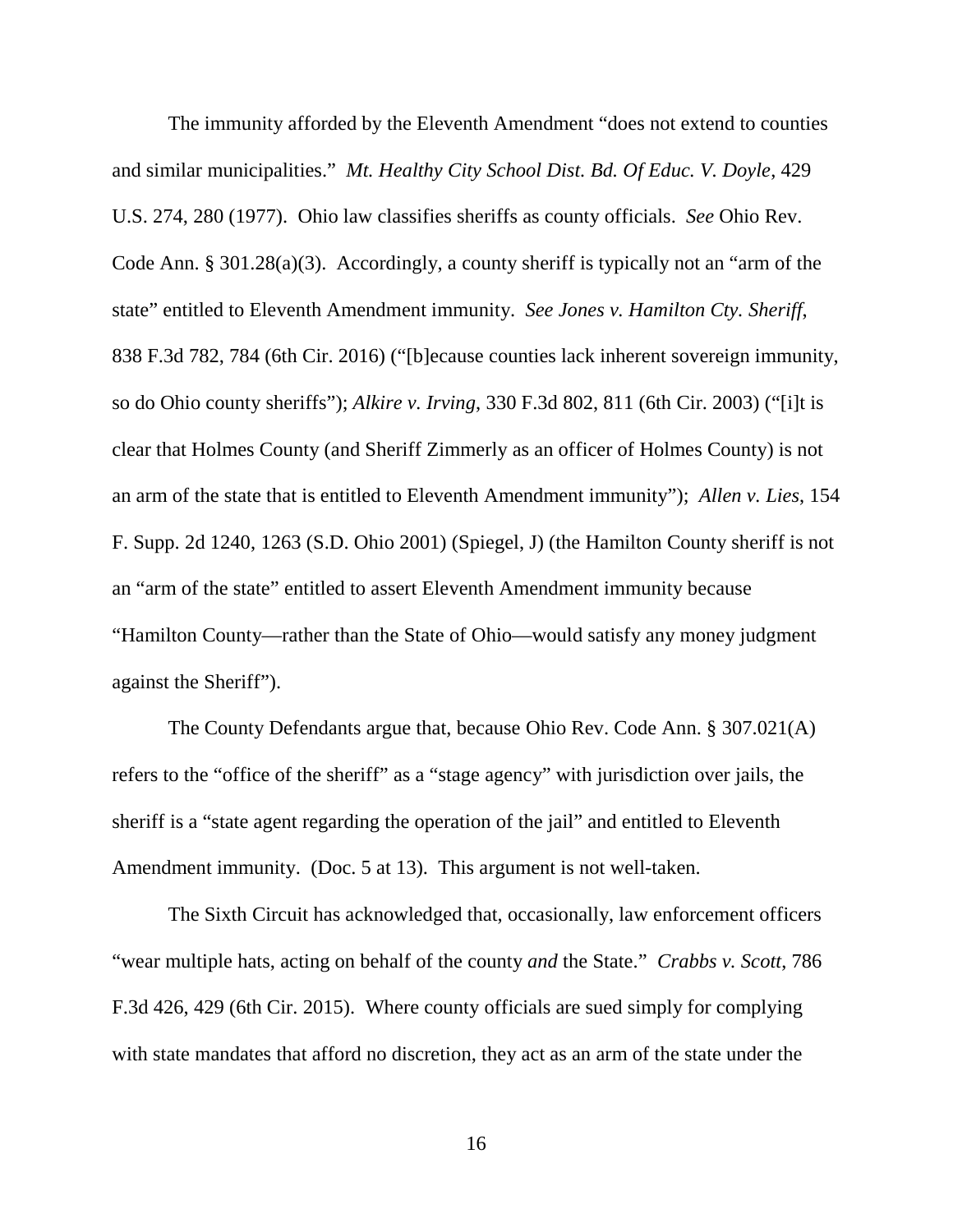The immunity afforded by the Eleventh Amendment "does not extend to counties and similar municipalities." *Mt. Healthy City School Dist. Bd. Of Educ. V. Doyle*, 429 U.S. 274, 280 (1977). Ohio law classifies sheriffs as county officials. *See* Ohio Rev. Code Ann. § 301.28(a)(3). Accordingly, a county sheriff is typically not an "arm of the state" entitled to Eleventh Amendment immunity. *See Jones v. Hamilton Cty. Sheriff*, 838 F.3d 782, 784 (6th Cir. 2016) ("[b]ecause counties lack inherent sovereign immunity, so do Ohio county sheriffs"); *Alkire v. Irving*, 330 F.3d 802, 811 (6th Cir. 2003) ("[i]t is clear that Holmes County (and Sheriff Zimmerly as an officer of Holmes County) is not an arm of the state that is entitled to Eleventh Amendment immunity"); *Allen v. Lies*, 154 F. Supp. 2d 1240, 1263 (S.D. Ohio 2001) (Spiegel, J) (the Hamilton County sheriff is not an "arm of the state" entitled to assert Eleventh Amendment immunity because "Hamilton County—rather than the State of Ohio—would satisfy any money judgment against the Sheriff").

The County Defendants argue that, because Ohio Rev. Code Ann. § 307.021(A) refers to the "office of the sheriff" as a "stage agency" with jurisdiction over jails, the sheriff is a "state agent regarding the operation of the jail" and entitled to Eleventh Amendment immunity. (Doc. 5 at 13). This argument is not well-taken.

The Sixth Circuit has acknowledged that, occasionally, law enforcement officers "wear multiple hats, acting on behalf of the county *and* the State." *Crabbs v. Scott*, 786 F.3d 426, 429 (6th Cir. 2015). Where county officials are sued simply for complying with state mandates that afford no discretion, they act as an arm of the state under the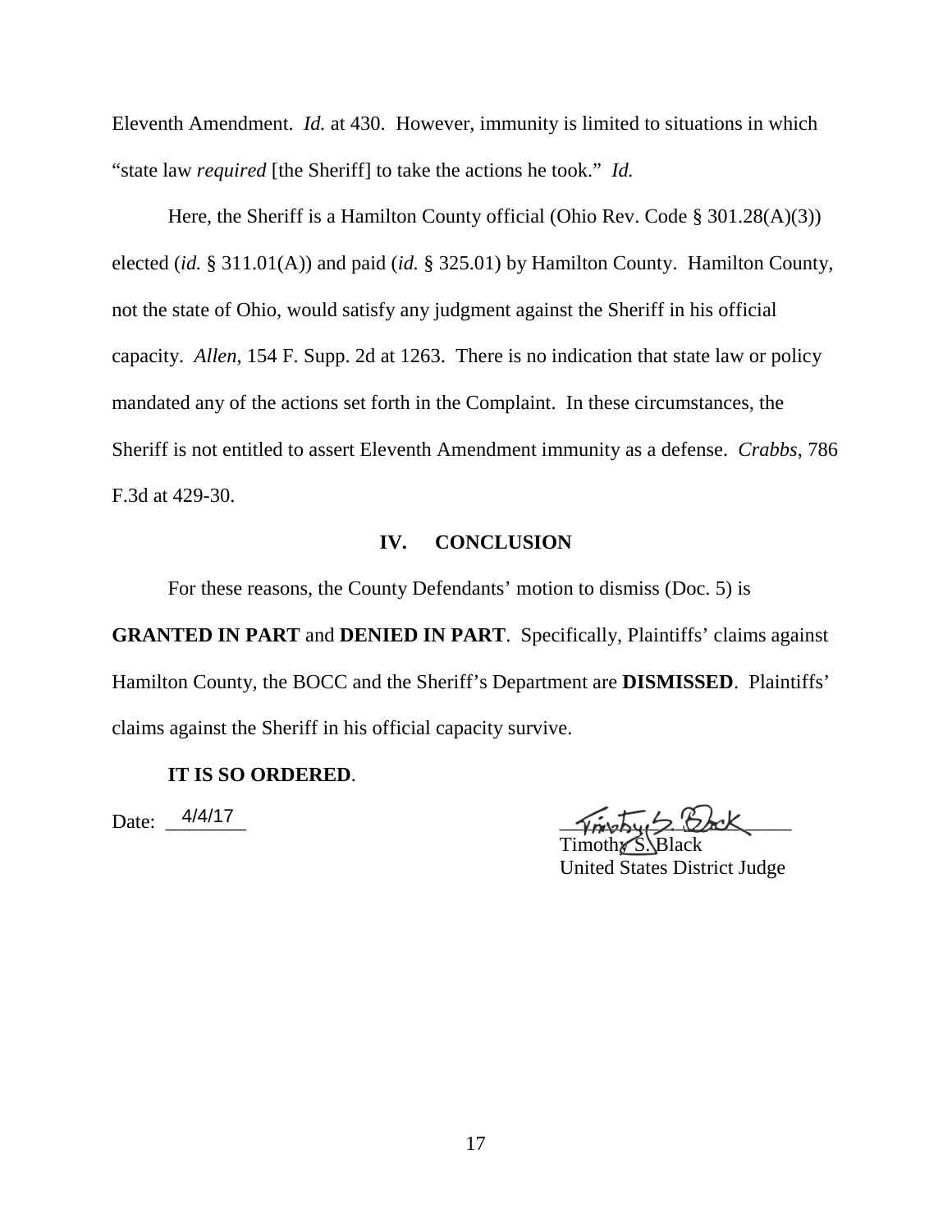Eleventh Amendment. *Id.* at 430. However, immunity is limited to situations in which "state law *required* [the Sheriff] to take the actions he took." *Id.*

Here, the Sheriff is a Hamilton County official (Ohio Rev. Code § 301.28(A)(3)) elected (*id.* § 311.01(A)) and paid (*id.* § 325.01) by Hamilton County. Hamilton County, not the state of Ohio, would satisfy any judgment against the Sheriff in his official capacity. *Allen*, 154 F. Supp. 2d at 1263. There is no indication that state law or policy mandated any of the actions set forth in the Complaint. In these circumstances, the Sheriff is not entitled to assert Eleventh Amendment immunity as a defense. *Crabbs*, 786 F.3d at 429-30.

## IV. CONCLUSION

For these reasons, the County Defendants' motion to dismiss (Doc. 5) is **GRANTED IN PART** and **DENIED IN PART**. Specifically, Plaintiffs' claims against Hamilton County, the BOCC and the Sheriff's Department are **DISMISSED**. Plaintiffs' claims against the Sheriff in his official capacity survive.

**IT IS SO ORDERED**.

Date: 4/4/17

Timothy S. Black
United States District Judge